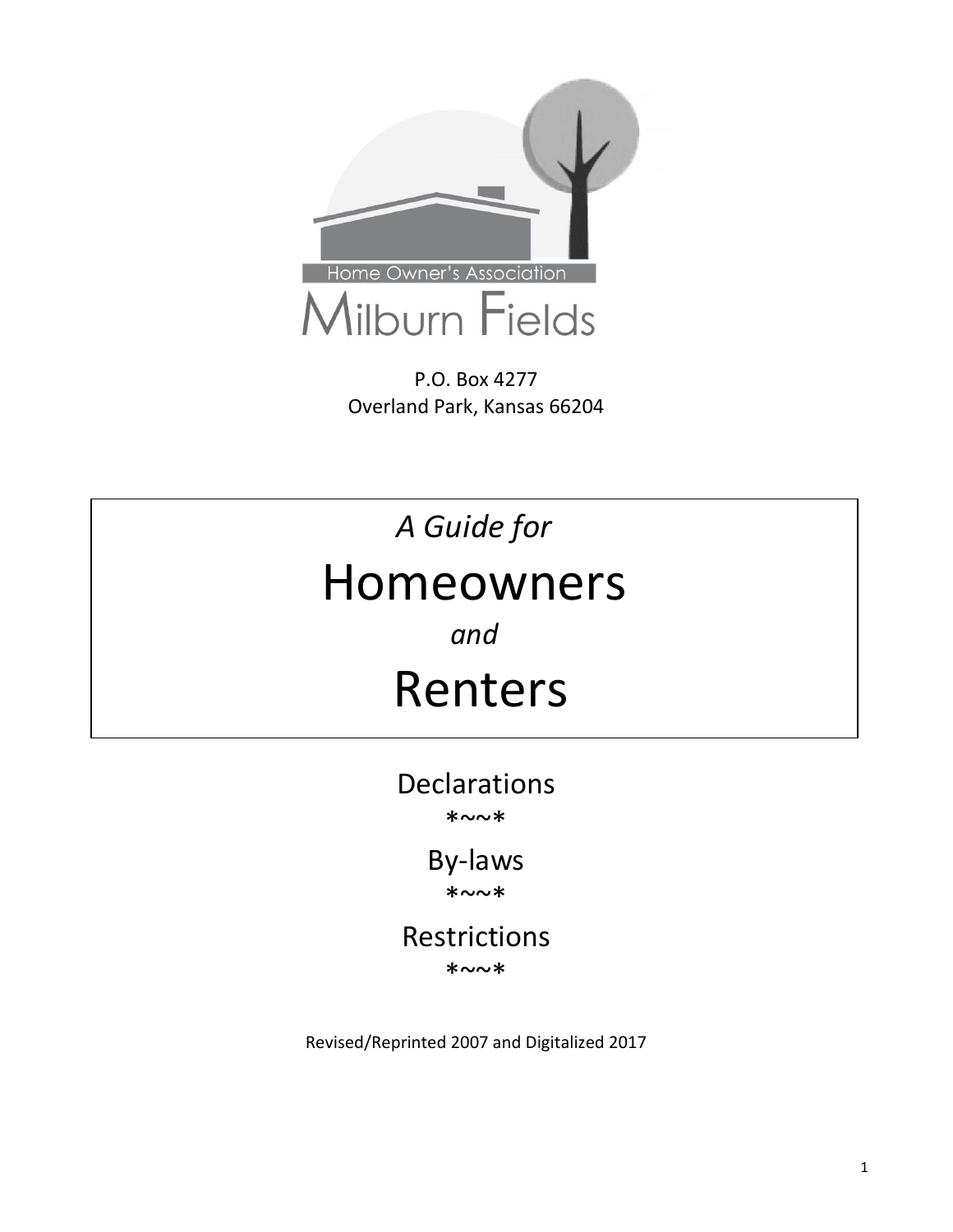Home Owner's Association

Milburn Fields

P.O. Box 4277
Overland Park, Kansas 66204

*A Guide for*

# Homeowners

*and*

# Renters

Declarations

*~~*

By-laws

*~~*

Restrictions

*~~*

Revised/Reprinted 2007 and Digitalized 2017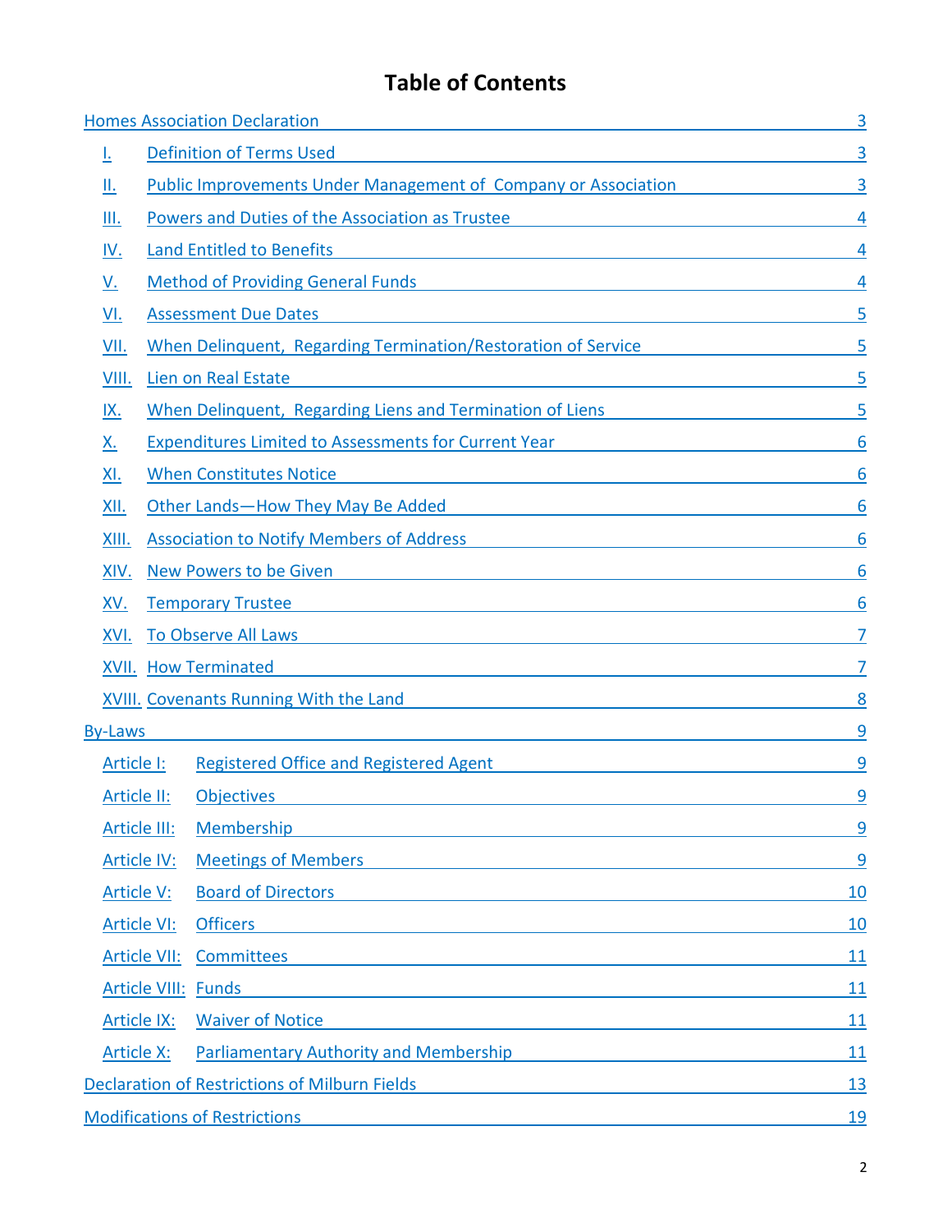# Table of Contents

| | | |
|---|---|---|
| Homes Association Declaration | | 3 |
| I. | Definition of Terms Used | 3 |
| II. | Public Improvements Under Management of Company or Association | 3 |
| III. | Powers and Duties of the Association as Trustee | 4 |
| IV. | Land Entitled to Benefits | 4 |
| V. | Method of Providing General Funds | 4 |
| VI. | Assessment Due Dates | 5 |
| VII. | When Delinquent, Regarding Termination/Restoration of Service | 5 |
| VIII. | Lien on Real Estate | 5 |
| IX. | When Delinquent, Regarding Liens and Termination of Liens | 5 |
| X. | Expenditures Limited to Assessments for Current Year | 6 |
| XI. | When Constitutes Notice | 6 |
| XII. | Other Lands—How They May Be Added | 6 |
| XIII. | Association to Notify Members of Address | 6 |
| XIV. | New Powers to be Given | 6 |
| XV. | Temporary Trustee | 6 |
| XVI. | To Observe All Laws | 7 |
| XVII. | How Terminated | 7 |
| XVIII. | Covenants Running With the Land | 8 |
| By-Laws | | 9 |
| Article I: | Registered Office and Registered Agent | 9 |
| Article II: | Objectives | 9 |
| Article III: | Membership | 9 |
| Article IV: | Meetings of Members | 9 |
| Article V: | Board of Directors | 10 |
| Article VI: | Officers | 10 |
| Article VII: | Committees | 11 |
| Article VIII: | Funds | 11 |
| Article IX: | Waiver of Notice | 11 |
| Article X: | Parliamentary Authority and Membership | 11 |
| Declaration of Restrictions of Milburn Fields | | 13 |
| Modifications of Restrictions | | 19 |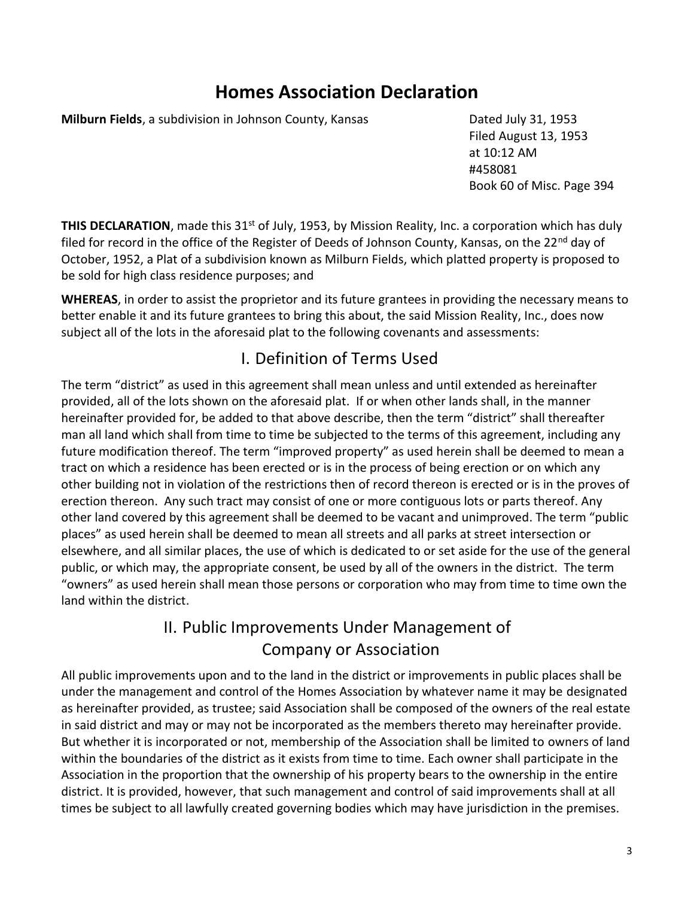# Homes Association Declaration

**Milburn Fields**, a subdivision in Johnson County, Kansas

Dated July 31, 1953
Filed August 13, 1953
at 10:12 AM
#458081
Book 60 of Misc. Page 394

**THIS DECLARATION**, made this 31st of July, 1953, by Mission Reality, Inc. a corporation which has duly filed for record in the office of the Register of Deeds of Johnson County, Kansas, on the 22nd day of October, 1952, a Plat of a subdivision known as Milburn Fields, which platted property is proposed to be sold for high class residence purposes; and

**WHEREAS**, in order to assist the proprietor and its future grantees in providing the necessary means to better enable it and its future grantees to bring this about, the said Mission Reality, Inc., does now subject all of the lots in the aforesaid plat to the following covenants and assessments:

## I. Definition of Terms Used

The term "district" as used in this agreement shall mean unless and until extended as hereinafter provided, all of the lots shown on the aforesaid plat. If or when other lands shall, in the manner hereinafter provided for, be added to that above describe, then the term "district" shall thereafter man all land which shall from time to time be subjected to the terms of this agreement, including any future modification thereof. The term "improved property" as used herein shall be deemed to mean a tract on which a residence has been erected or is in the process of being erection or on which any other building not in violation of the restrictions then of record thereon is erected or is in the proves of erection thereon. Any such tract may consist of one or more contiguous lots or parts thereof. Any other land covered by this agreement shall be deemed to be vacant and unimproved. The term "public places" as used herein shall be deemed to mean all streets and all parks at street intersection or elsewhere, and all similar places, the use of which is dedicated to or set aside for the use of the general public, or which may, the appropriate consent, be used by all of the owners in the district. The term "owners" as used herein shall mean those persons or corporation who may from time to time own the land within the district.

## II. Public Improvements Under Management of Company or Association

All public improvements upon and to the land in the district or improvements in public places shall be under the management and control of the Homes Association by whatever name it may be designated as hereinafter provided, as trustee; said Association shall be composed of the owners of the real estate in said district and may or may not be incorporated as the members thereto may hereinafter provide. But whether it is incorporated or not, membership of the Association shall be limited to owners of land within the boundaries of the district as it exists from time to time. Each owner shall participate in the Association in the proportion that the ownership of his property bears to the ownership in the entire district. It is provided, however, that such management and control of said improvements shall at all times be subject to all lawfully created governing bodies which may have jurisdiction in the premises.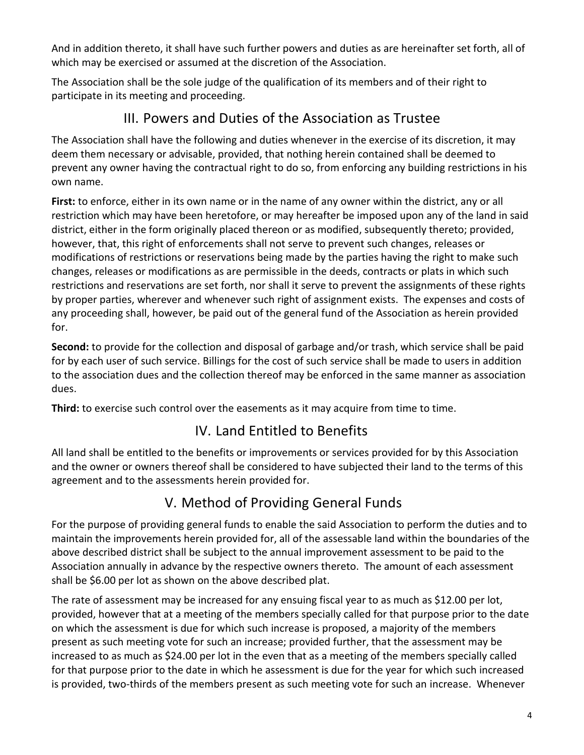And in addition thereto, it shall have such further powers and duties as are hereinafter set forth, all of which may be exercised or assumed at the discretion of the Association.

The Association shall be the sole judge of the qualification of its members and of their right to participate in its meeting and proceeding.

## III. Powers and Duties of the Association as Trustee

The Association shall have the following and duties whenever in the exercise of its discretion, it may deem them necessary or advisable, provided, that nothing herein contained shall be deemed to prevent any owner having the contractual right to do so, from enforcing any building restrictions in his own name.

**First:** to enforce, either in its own name or in the name of any owner within the district, any or all restriction which may have been heretofore, or may hereafter be imposed upon any of the land in said district, either in the form originally placed thereon or as modified, subsequently thereto; provided, however, that, this right of enforcements shall not serve to prevent such changes, releases or modifications of restrictions or reservations being made by the parties having the right to make such changes, releases or modifications as are permissible in the deeds, contracts or plats in which such restrictions and reservations are set forth, nor shall it serve to prevent the assignments of these rights by proper parties, wherever and whenever such right of assignment exists. The expenses and costs of any proceeding shall, however, be paid out of the general fund of the Association as herein provided for.

**Second:** to provide for the collection and disposal of garbage and/or trash, which service shall be paid for by each user of such service. Billings for the cost of such service shall be made to users in addition to the association dues and the collection thereof may be enforced in the same manner as association dues.

**Third:** to exercise such control over the easements as it may acquire from time to time.

## IV. Land Entitled to Benefits

All land shall be entitled to the benefits or improvements or services provided for by this Association and the owner or owners thereof shall be considered to have subjected their land to the terms of this agreement and to the assessments herein provided for.

## V. Method of Providing General Funds

For the purpose of providing general funds to enable the said Association to perform the duties and to maintain the improvements herein provided for, all of the assessable land within the boundaries of the above described district shall be subject to the annual improvement assessment to be paid to the Association annually in advance by the respective owners thereto. The amount of each assessment shall be $6.00 per lot as shown on the above described plat.

The rate of assessment may be increased for any ensuing fiscal year to as much as $12.00 per lot, provided, however that at a meeting of the members specially called for that purpose prior to the date on which the assessment is due for which such increase is proposed, a majority of the members present as such meeting vote for such an increase; provided further, that the assessment may be increased to as much as $24.00 per lot in the even that as a meeting of the members specially called for that purpose prior to the date in which he assessment is due for the year for which such increased is provided, two-thirds of the members present as such meeting vote for such an increase. Whenever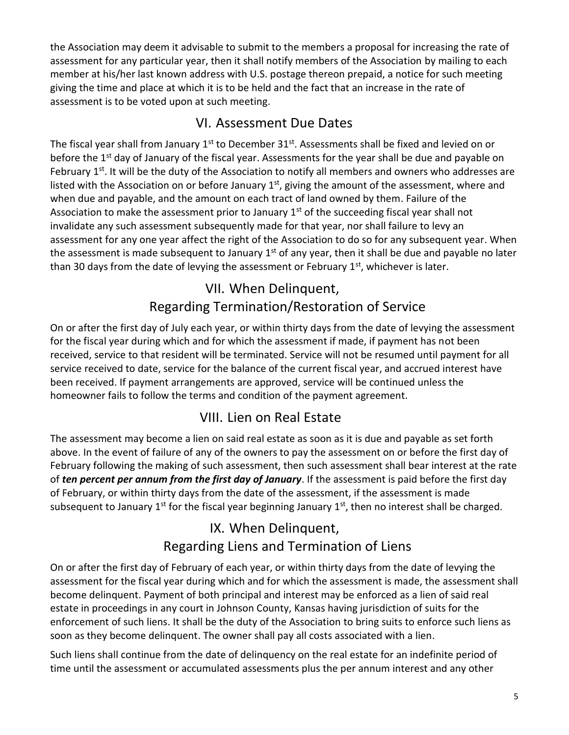the Association may deem it advisable to submit to the members a proposal for increasing the rate of assessment for any particular year, then it shall notify members of the Association by mailing to each member at his/her last known address with U.S. postage thereon prepaid, a notice for such meeting giving the time and place at which it is to be held and the fact that an increase in the rate of assessment is to be voted upon at such meeting.

## VI. Assessment Due Dates

The fiscal year shall from January 1st to December 31st. Assessments shall be fixed and levied on or before the 1st day of January of the fiscal year. Assessments for the year shall be due and payable on February 1st. It will be the duty of the Association to notify all members and owners who addresses are listed with the Association on or before January 1st, giving the amount of the assessment, where and when due and payable, and the amount on each tract of land owned by them. Failure of the Association to make the assessment prior to January 1st of the succeeding fiscal year shall not invalidate any such assessment subsequently made for that year, nor shall failure to levy an assessment for any one year affect the right of the Association to do so for any subsequent year. When the assessment is made subsequent to January 1st of any year, then it shall be due and payable no later than 30 days from the date of levying the assessment or February 1st, whichever is later.

## VII. When Delinquent,
## Regarding Termination/Restoration of Service

On or after the first day of July each year, or within thirty days from the date of levying the assessment for the fiscal year during which and for which the assessment if made, if payment has not been received, service to that resident will be terminated. Service will not be resumed until payment for all service received to date, service for the balance of the current fiscal year, and accrued interest have been received. If payment arrangements are approved, service will be continued unless the homeowner fails to follow the terms and condition of the payment agreement.

## VIII. Lien on Real Estate

The assessment may become a lien on said real estate as soon as it is due and payable as set forth above. In the event of failure of any of the owners to pay the assessment on or before the first day of February following the making of such assessment, then such assessment shall bear interest at the rate of ***ten percent per annum from the first day of January***. If the assessment is paid before the first day of February, or within thirty days from the date of the assessment, if the assessment is made subsequent to January 1st for the fiscal year beginning January 1st, then no interest shall be charged.

## IX. When Delinquent,
## Regarding Liens and Termination of Liens

On or after the first day of February of each year, or within thirty days from the date of levying the assessment for the fiscal year during which and for which the assessment is made, the assessment shall become delinquent. Payment of both principal and interest may be enforced as a lien of said real estate in proceedings in any court in Johnson County, Kansas having jurisdiction of suits for the enforcement of such liens. It shall be the duty of the Association to bring suits to enforce such liens as soon as they become delinquent. The owner shall pay all costs associated with a lien.

Such liens shall continue from the date of delinquency on the real estate for an indefinite period of time until the assessment or accumulated assessments plus the per annum interest and any other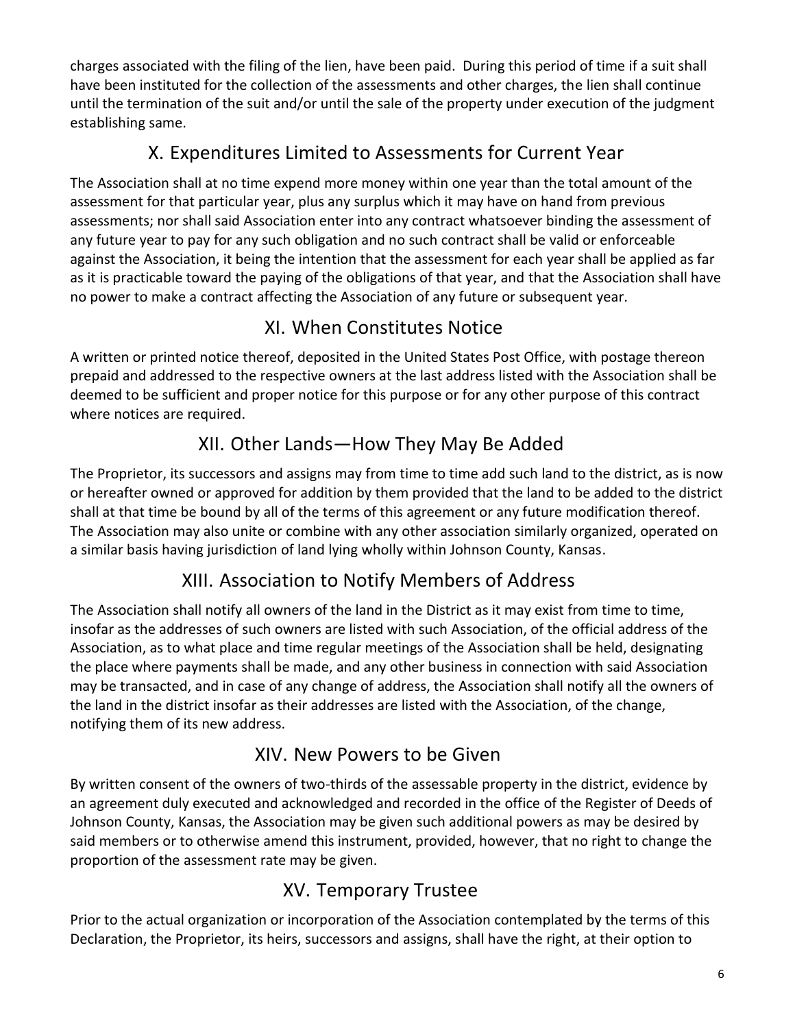charges associated with the filing of the lien, have been paid. During this period of time if a suit shall have been instituted for the collection of the assessments and other charges, the lien shall continue until the termination of the suit and/or until the sale of the property under execution of the judgment establishing same.

## X. Expenditures Limited to Assessments for Current Year

The Association shall at no time expend more money within one year than the total amount of the assessment for that particular year, plus any surplus which it may have on hand from previous assessments; nor shall said Association enter into any contract whatsoever binding the assessment of any future year to pay for any such obligation and no such contract shall be valid or enforceable against the Association, it being the intention that the assessment for each year shall be applied as far as it is practicable toward the paying of the obligations of that year, and that the Association shall have no power to make a contract affecting the Association of any future or subsequent year.

## XI. When Constitutes Notice

A written or printed notice thereof, deposited in the United States Post Office, with postage thereon prepaid and addressed to the respective owners at the last address listed with the Association shall be deemed to be sufficient and proper notice for this purpose or for any other purpose of this contract where notices are required.

## XII. Other Lands—How They May Be Added

The Proprietor, its successors and assigns may from time to time add such land to the district, as is now or hereafter owned or approved for addition by them provided that the land to be added to the district shall at that time be bound by all of the terms of this agreement or any future modification thereof. The Association may also unite or combine with any other association similarly organized, operated on a similar basis having jurisdiction of land lying wholly within Johnson County, Kansas.

## XIII. Association to Notify Members of Address

The Association shall notify all owners of the land in the District as it may exist from time to time, insofar as the addresses of such owners are listed with such Association, of the official address of the Association, as to what place and time regular meetings of the Association shall be held, designating the place where payments shall be made, and any other business in connection with said Association may be transacted, and in case of any change of address, the Association shall notify all the owners of the land in the district insofar as their addresses are listed with the Association, of the change, notifying them of its new address.

## XIV. New Powers to be Given

By written consent of the owners of two-thirds of the assessable property in the district, evidence by an agreement duly executed and acknowledged and recorded in the office of the Register of Deeds of Johnson County, Kansas, the Association may be given such additional powers as may be desired by said members or to otherwise amend this instrument, provided, however, that no right to change the proportion of the assessment rate may be given.

## XV. Temporary Trustee

Prior to the actual organization or incorporation of the Association contemplated by the terms of this Declaration, the Proprietor, its heirs, successors and assigns, shall have the right, at their option to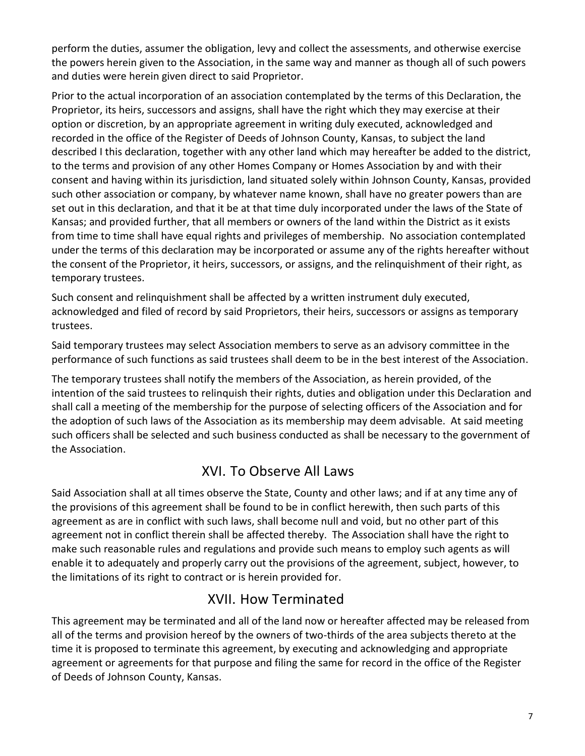perform the duties, assumer the obligation, levy and collect the assessments, and otherwise exercise the powers herein given to the Association, in the same way and manner as though all of such powers and duties were herein given direct to said Proprietor.

Prior to the actual incorporation of an association contemplated by the terms of this Declaration, the Proprietor, its heirs, successors and assigns, shall have the right which they may exercise at their option or discretion, by an appropriate agreement in writing duly executed, acknowledged and recorded in the office of the Register of Deeds of Johnson County, Kansas, to subject the land described I this declaration, together with any other land which may hereafter be added to the district, to the terms and provision of any other Homes Company or Homes Association by and with their consent and having within its jurisdiction, land situated solely within Johnson County, Kansas, provided such other association or company, by whatever name known, shall have no greater powers than are set out in this declaration, and that it be at that time duly incorporated under the laws of the State of Kansas; and provided further, that all members or owners of the land within the District as it exists from time to time shall have equal rights and privileges of membership. No association contemplated under the terms of this declaration may be incorporated or assume any of the rights hereafter without the consent of the Proprietor, it heirs, successors, or assigns, and the relinquishment of their right, as temporary trustees.

Such consent and relinquishment shall be affected by a written instrument duly executed, acknowledged and filed of record by said Proprietors, their heirs, successors or assigns as temporary trustees.

Said temporary trustees may select Association members to serve as an advisory committee in the performance of such functions as said trustees shall deem to be in the best interest of the Association.

The temporary trustees shall notify the members of the Association, as herein provided, of the intention of the said trustees to relinquish their rights, duties and obligation under this Declaration and shall call a meeting of the membership for the purpose of selecting officers of the Association and for the adoption of such laws of the Association as its membership may deem advisable. At said meeting such officers shall be selected and such business conducted as shall be necessary to the government of the Association.

## XVI. To Observe All Laws

Said Association shall at all times observe the State, County and other laws; and if at any time any of the provisions of this agreement shall be found to be in conflict herewith, then such parts of this agreement as are in conflict with such laws, shall become null and void, but no other part of this agreement not in conflict therein shall be affected thereby. The Association shall have the right to make such reasonable rules and regulations and provide such means to employ such agents as will enable it to adequately and properly carry out the provisions of the agreement, subject, however, to the limitations of its right to contract or is herein provided for.

## XVII. How Terminated

This agreement may be terminated and all of the land now or hereafter affected may be released from all of the terms and provision hereof by the owners of two-thirds of the area subjects thereto at the time it is proposed to terminate this agreement, by executing and acknowledging and appropriate agreement or agreements for that purpose and filing the same for record in the office of the Register of Deeds of Johnson County, Kansas.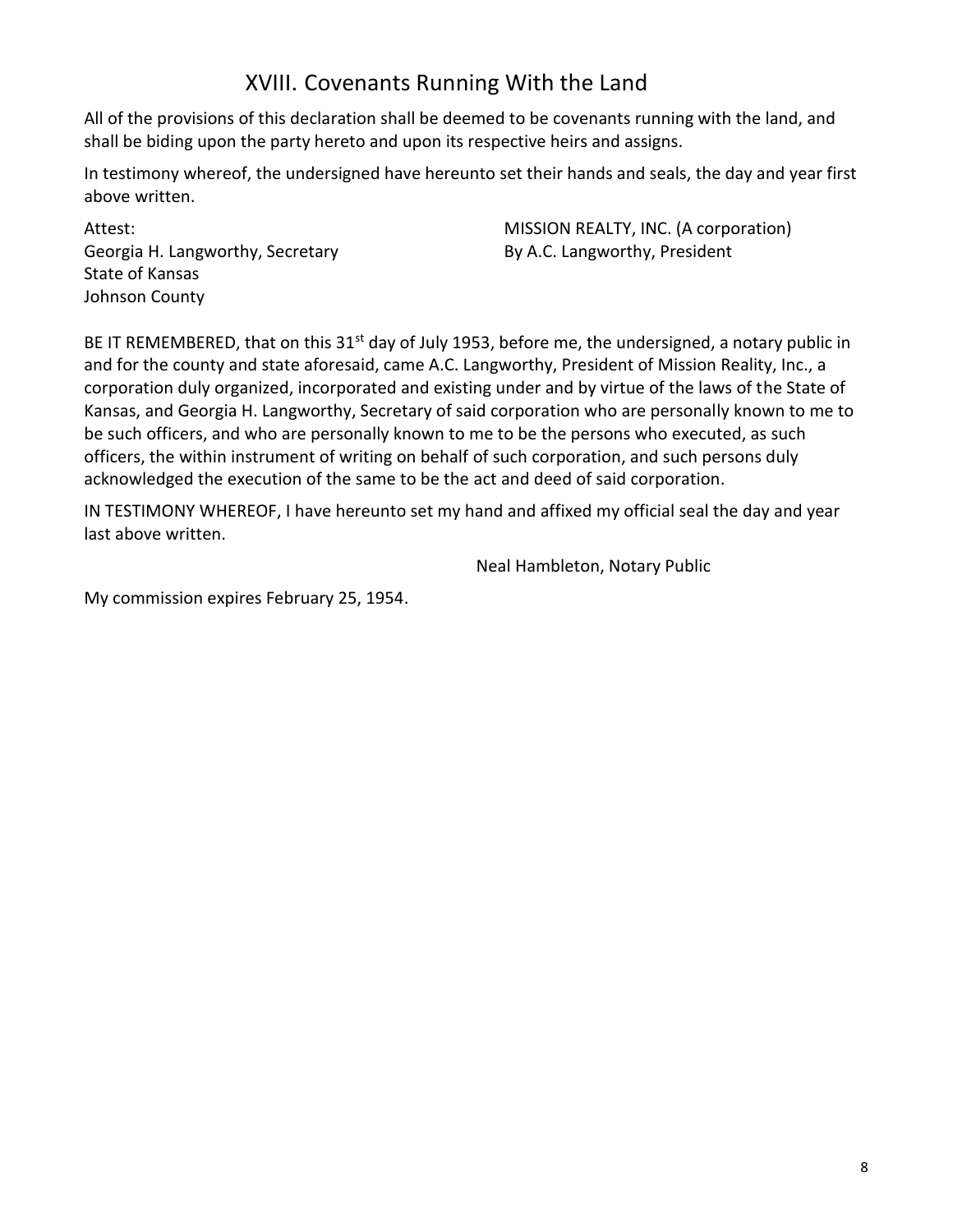## XVIII. Covenants Running With the Land

All of the provisions of this declaration shall be deemed to be covenants running with the land, and shall be biding upon the party hereto and upon its respective heirs and assigns.

In testimony whereof, the undersigned have hereunto set their hands and seals, the day and year first above written.

Attest:
Georgia H. Langworthy, Secretary
State of Kansas
Johnson County

MISSION REALTY, INC. (A corporation)
By A.C. Langworthy, President

BE IT REMEMBERED, that on this 31st day of July 1953, before me, the undersigned, a notary public in and for the county and state aforesaid, came A.C. Langworthy, President of Mission Reality, Inc., a corporation duly organized, incorporated and existing under and by virtue of the laws of the State of Kansas, and Georgia H. Langworthy, Secretary of said corporation who are personally known to me to be such officers, and who are personally known to me to be the persons who executed, as such officers, the within instrument of writing on behalf of such corporation, and such persons duly acknowledged the execution of the same to be the act and deed of said corporation.

IN TESTIMONY WHEREOF, I have hereunto set my hand and affixed my official seal the day and year last above written.

Neal Hambleton, Notary Public

My commission expires February 25, 1954.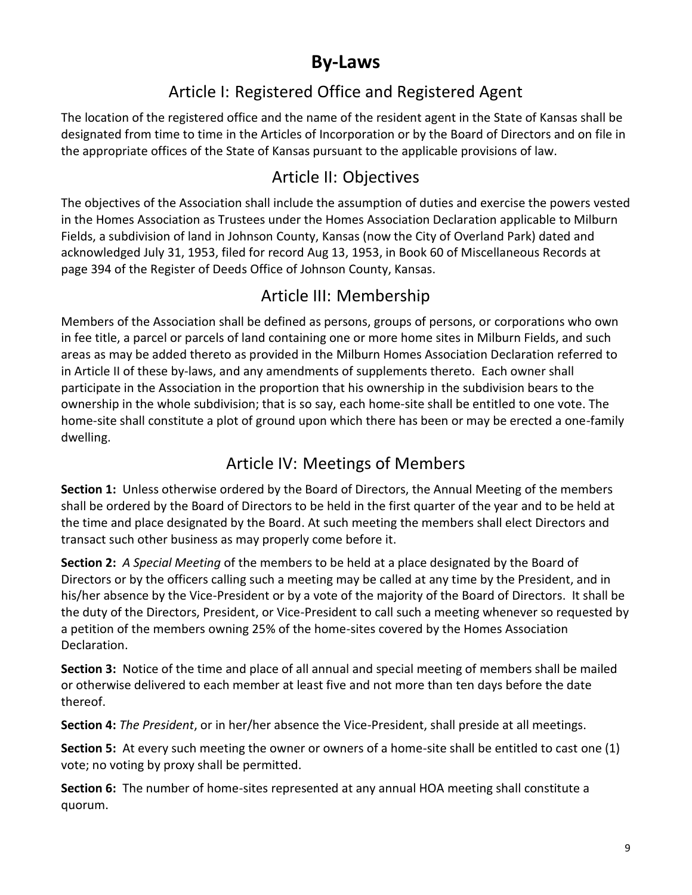# By-Laws

## Article I: Registered Office and Registered Agent

The location of the registered office and the name of the resident agent in the State of Kansas shall be designated from time to time in the Articles of Incorporation or by the Board of Directors and on file in the appropriate offices of the State of Kansas pursuant to the applicable provisions of law.

## Article II: Objectives

The objectives of the Association shall include the assumption of duties and exercise the powers vested in the Homes Association as Trustees under the Homes Association Declaration applicable to Milburn Fields, a subdivision of land in Johnson County, Kansas (now the City of Overland Park) dated and acknowledged July 31, 1953, filed for record Aug 13, 1953, in Book 60 of Miscellaneous Records at page 394 of the Register of Deeds Office of Johnson County, Kansas.

## Article III: Membership

Members of the Association shall be defined as persons, groups of persons, or corporations who own in fee title, a parcel or parcels of land containing one or more home sites in Milburn Fields, and such areas as may be added thereto as provided in the Milburn Homes Association Declaration referred to in Article II of these by-laws, and any amendments of supplements thereto. Each owner shall participate in the Association in the proportion that his ownership in the subdivision bears to the ownership in the whole subdivision; that is so say, each home-site shall be entitled to one vote. The home-site shall constitute a plot of ground upon which there has been or may be erected a one-family dwelling.

## Article IV: Meetings of Members

**Section 1:** Unless otherwise ordered by the Board of Directors, the Annual Meeting of the members shall be ordered by the Board of Directors to be held in the first quarter of the year and to be held at the time and place designated by the Board. At such meeting the members shall elect Directors and transact such other business as may properly come before it.

**Section 2:** *A Special Meeting* of the members to be held at a place designated by the Board of Directors or by the officers calling such a meeting may be called at any time by the President, and in his/her absence by the Vice-President or by a vote of the majority of the Board of Directors. It shall be the duty of the Directors, President, or Vice-President to call such a meeting whenever so requested by a petition of the members owning 25% of the home-sites covered by the Homes Association Declaration.

**Section 3:** Notice of the time and place of all annual and special meeting of members shall be mailed or otherwise delivered to each member at least five and not more than ten days before the date thereof.

**Section 4:** *The President*, or in her/her absence the Vice-President, shall preside at all meetings.

**Section 5:** At every such meeting the owner or owners of a home-site shall be entitled to cast one (1) vote; no voting by proxy shall be permitted.

**Section 6:** The number of home-sites represented at any annual HOA meeting shall constitute a quorum.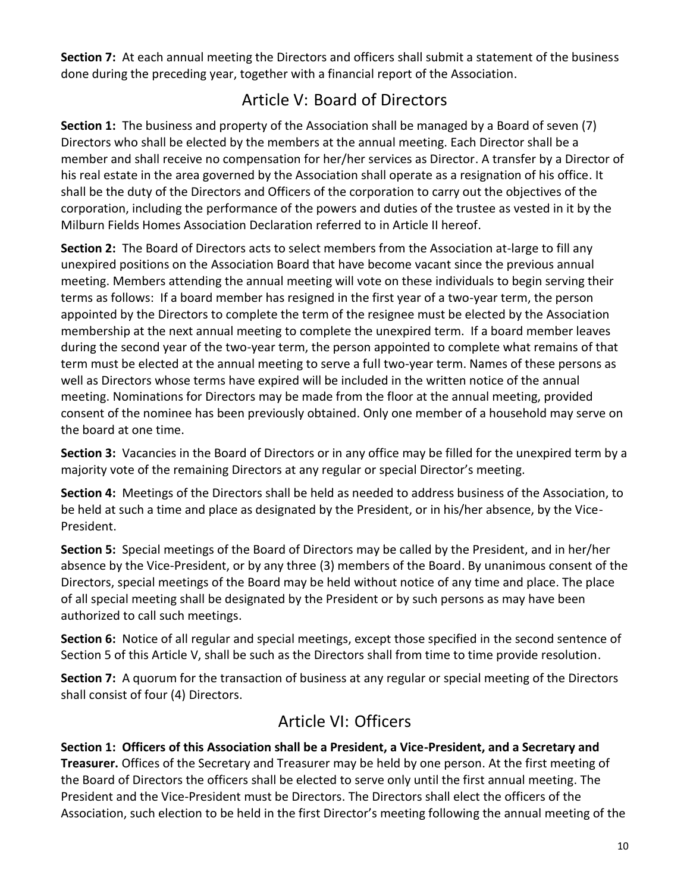**Section 7:** At each annual meeting the Directors and officers shall submit a statement of the business done during the preceding year, together with a financial report of the Association.

## Article V: Board of Directors

**Section 1:** The business and property of the Association shall be managed by a Board of seven (7) Directors who shall be elected by the members at the annual meeting. Each Director shall be a member and shall receive no compensation for her/her services as Director. A transfer by a Director of his real estate in the area governed by the Association shall operate as a resignation of his office. It shall be the duty of the Directors and Officers of the corporation to carry out the objectives of the corporation, including the performance of the powers and duties of the trustee as vested in it by the Milburn Fields Homes Association Declaration referred to in Article II hereof.

**Section 2:** The Board of Directors acts to select members from the Association at-large to fill any unexpired positions on the Association Board that have become vacant since the previous annual meeting. Members attending the annual meeting will vote on these individuals to begin serving their terms as follows: If a board member has resigned in the first year of a two-year term, the person appointed by the Directors to complete the term of the resignee must be elected by the Association membership at the next annual meeting to complete the unexpired term. If a board member leaves during the second year of the two-year term, the person appointed to complete what remains of that term must be elected at the annual meeting to serve a full two-year term. Names of these persons as well as Directors whose terms have expired will be included in the written notice of the annual meeting. Nominations for Directors may be made from the floor at the annual meeting, provided consent of the nominee has been previously obtained. Only one member of a household may serve on the board at one time.

**Section 3:** Vacancies in the Board of Directors or in any office may be filled for the unexpired term by a majority vote of the remaining Directors at any regular or special Director's meeting.

**Section 4:** Meetings of the Directors shall be held as needed to address business of the Association, to be held at such a time and place as designated by the President, or in his/her absence, by the Vice-President.

**Section 5:** Special meetings of the Board of Directors may be called by the President, and in her/her absence by the Vice-President, or by any three (3) members of the Board. By unanimous consent of the Directors, special meetings of the Board may be held without notice of any time and place. The place of all special meeting shall be designated by the President or by such persons as may have been authorized to call such meetings.

**Section 6:** Notice of all regular and special meetings, except those specified in the second sentence of Section 5 of this Article V, shall be such as the Directors shall from time to time provide resolution.

**Section 7:** A quorum for the transaction of business at any regular or special meeting of the Directors shall consist of four (4) Directors.

## Article VI: Officers

**Section 1: Officers of this Association shall be a President, a Vice-President, and a Secretary and Treasurer.** Offices of the Secretary and Treasurer may be held by one person. At the first meeting of the Board of Directors the officers shall be elected to serve only until the first annual meeting. The President and the Vice-President must be Directors. The Directors shall elect the officers of the Association, such election to be held in the first Director's meeting following the annual meeting of the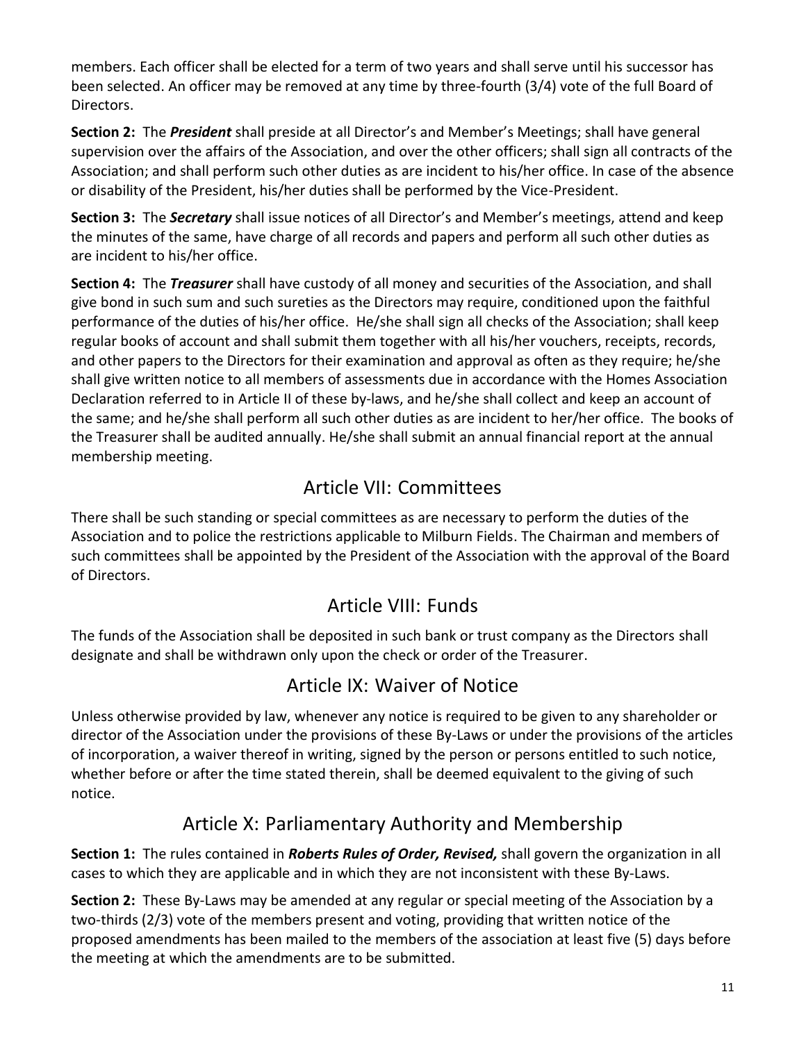members. Each officer shall be elected for a term of two years and shall serve until his successor has been selected. An officer may be removed at any time by three-fourth (3/4) vote of the full Board of Directors.

**Section 2:** The ***President*** shall preside at all Director's and Member's Meetings; shall have general supervision over the affairs of the Association, and over the other officers; shall sign all contracts of the Association; and shall perform such other duties as are incident to his/her office. In case of the absence or disability of the President, his/her duties shall be performed by the Vice-President.

**Section 3:** The ***Secretary*** shall issue notices of all Director's and Member's meetings, attend and keep the minutes of the same, have charge of all records and papers and perform all such other duties as are incident to his/her office.

**Section 4:** The ***Treasurer*** shall have custody of all money and securities of the Association, and shall give bond in such sum and such sureties as the Directors may require, conditioned upon the faithful performance of the duties of his/her office. He/she shall sign all checks of the Association; shall keep regular books of account and shall submit them together with all his/her vouchers, receipts, records, and other papers to the Directors for their examination and approval as often as they require; he/she shall give written notice to all members of assessments due in accordance with the Homes Association Declaration referred to in Article II of these by-laws, and he/she shall collect and keep an account of the same; and he/she shall perform all such other duties as are incident to her/her office. The books of the Treasurer shall be audited annually. He/she shall submit an annual financial report at the annual membership meeting.

## Article VII: Committees

There shall be such standing or special committees as are necessary to perform the duties of the Association and to police the restrictions applicable to Milburn Fields. The Chairman and members of such committees shall be appointed by the President of the Association with the approval of the Board of Directors.

## Article VIII: Funds

The funds of the Association shall be deposited in such bank or trust company as the Directors shall designate and shall be withdrawn only upon the check or order of the Treasurer.

## Article IX: Waiver of Notice

Unless otherwise provided by law, whenever any notice is required to be given to any shareholder or director of the Association under the provisions of these By-Laws or under the provisions of the articles of incorporation, a waiver thereof in writing, signed by the person or persons entitled to such notice, whether before or after the time stated therein, shall be deemed equivalent to the giving of such notice.

## Article X: Parliamentary Authority and Membership

**Section 1:** The rules contained in ***Roberts Rules of Order, Revised,*** shall govern the organization in all cases to which they are applicable and in which they are not inconsistent with these By-Laws.

**Section 2:** These By-Laws may be amended at any regular or special meeting of the Association by a two-thirds (2/3) vote of the members present and voting, providing that written notice of the proposed amendments has been mailed to the members of the association at least five (5) days before the meeting at which the amendments are to be submitted.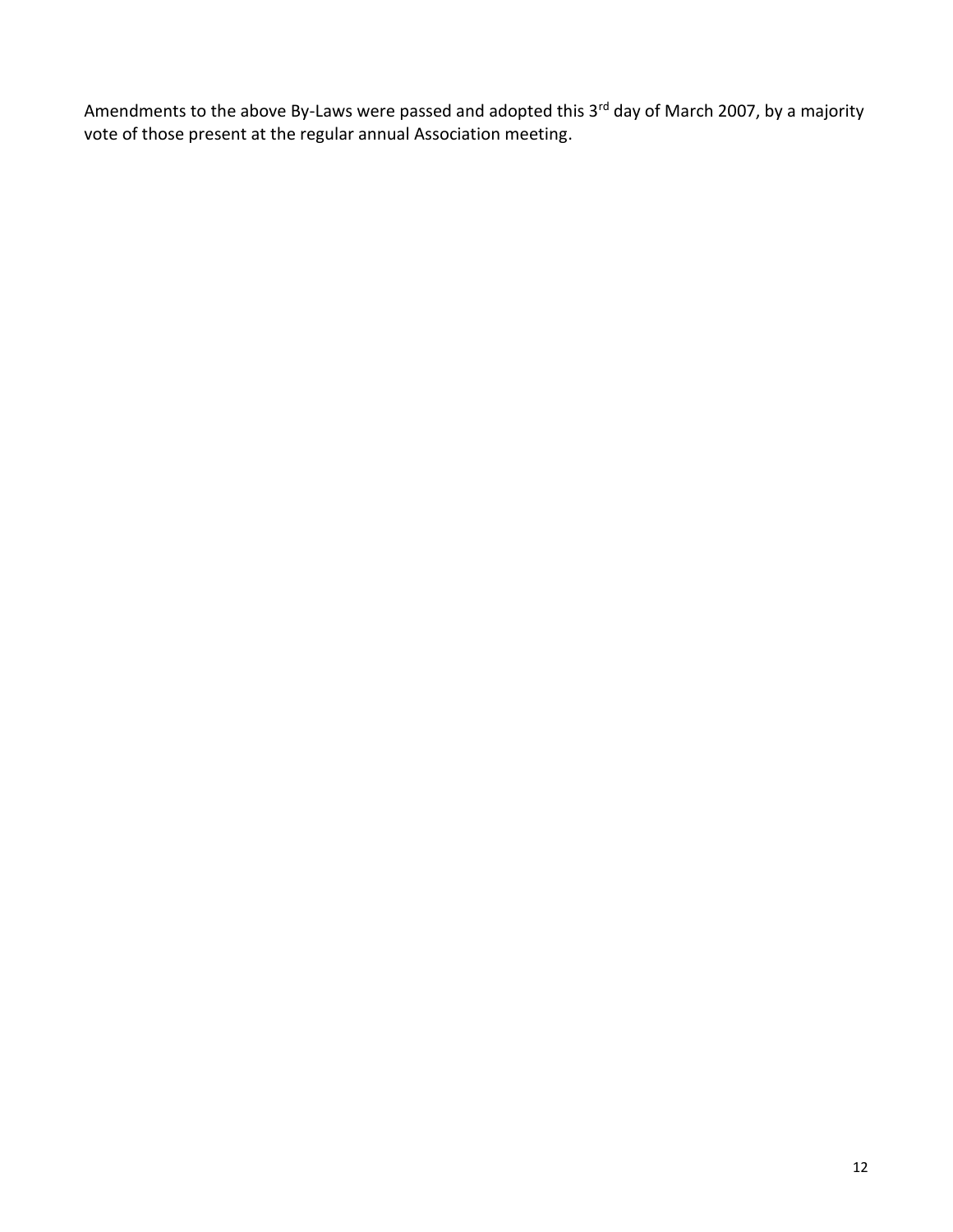Amendments to the above By-Laws were passed and adopted this 3rd day of March 2007, by a majority vote of those present at the regular annual Association meeting.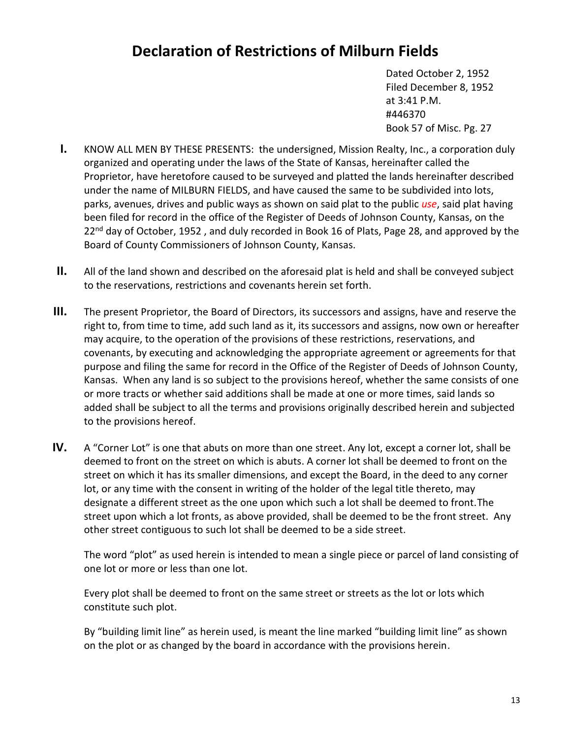# Declaration of Restrictions of Milburn Fields

Dated October 2, 1952
Filed December 8, 1952
at 3:41 P.M.
#446370
Book 57 of Misc. Pg. 27

**I.** KNOW ALL MEN BY THESE PRESENTS: the undersigned, Mission Realty, Inc., a corporation duly organized and operating under the laws of the State of Kansas, hereinafter called the Proprietor, have heretofore caused to be surveyed and platted the lands hereinafter described under the name of MILBURN FIELDS, and have caused the same to be subdivided into lots, parks, avenues, drives and public ways as shown on said plat to the public *use*, said plat having been filed for record in the office of the Register of Deeds of Johnson County, Kansas, on the 22nd day of October, 1952 , and duly recorded in Book 16 of Plats, Page 28, and approved by the Board of County Commissioners of Johnson County, Kansas.

**II.** All of the land shown and described on the aforesaid plat is held and shall be conveyed subject to the reservations, restrictions and covenants herein set forth.

**III.** The present Proprietor, the Board of Directors, its successors and assigns, have and reserve the right to, from time to time, add such land as it, its successors and assigns, now own or hereafter may acquire, to the operation of the provisions of these restrictions, reservations, and covenants, by executing and acknowledging the appropriate agreement or agreements for that purpose and filing the same for record in the Office of the Register of Deeds of Johnson County, Kansas. When any land is so subject to the provisions hereof, whether the same consists of one or more tracts or whether said additions shall be made at one or more times, said lands so added shall be subject to all the terms and provisions originally described herein and subjected to the provisions hereof.

**IV.** A "Corner Lot" is one that abuts on more than one street. Any lot, except a corner lot, shall be deemed to front on the street on which is abuts. A corner lot shall be deemed to front on the street on which it has its smaller dimensions, and except the Board, in the deed to any corner lot, or any time with the consent in writing of the holder of the legal title thereto, may designate a different street as the one upon which such a lot shall be deemed to front.The street upon which a lot fronts, as above provided, shall be deemed to be the front street. Any other street contiguous to such lot shall be deemed to be a side street.

The word "plot" as used herein is intended to mean a single piece or parcel of land consisting of one lot or more or less than one lot.

Every plot shall be deemed to front on the same street or streets as the lot or lots which constitute such plot.

By "building limit line" as herein used, is meant the line marked "building limit line" as shown on the plot or as changed by the board in accordance with the provisions herein.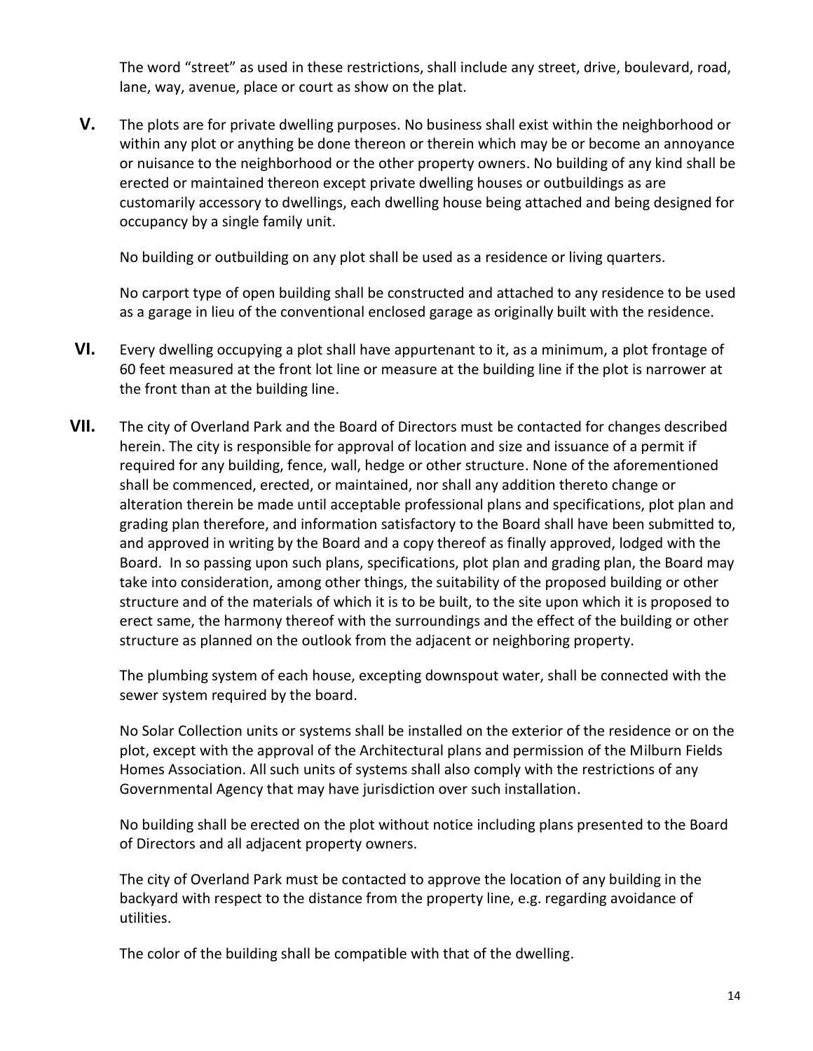The word "street" as used in these restrictions, shall include any street, drive, boulevard, road, lane, way, avenue, place or court as show on the plat.

**V.** The plots are for private dwelling purposes. No business shall exist within the neighborhood or within any plot or anything be done thereon or therein which may be or become an annoyance or nuisance to the neighborhood or the other property owners. No building of any kind shall be erected or maintained thereon except private dwelling houses or outbuildings as are customarily accessory to dwellings, each dwelling house being attached and being designed for occupancy by a single family unit.

No building or outbuilding on any plot shall be used as a residence or living quarters.

No carport type of open building shall be constructed and attached to any residence to be used as a garage in lieu of the conventional enclosed garage as originally built with the residence.

**VI.** Every dwelling occupying a plot shall have appurtenant to it, as a minimum, a plot frontage of 60 feet measured at the front lot line or measure at the building line if the plot is narrower at the front than at the building line.

**VII.** The city of Overland Park and the Board of Directors must be contacted for changes described herein. The city is responsible for approval of location and size and issuance of a permit if required for any building, fence, wall, hedge or other structure. None of the aforementioned shall be commenced, erected, or maintained, nor shall any addition thereto change or alteration therein be made until acceptable professional plans and specifications, plot plan and grading plan therefore, and information satisfactory to the Board shall have been submitted to, and approved in writing by the Board and a copy thereof as finally approved, lodged with the Board. In so passing upon such plans, specifications, plot plan and grading plan, the Board may take into consideration, among other things, the suitability of the proposed building or other structure and of the materials of which it is to be built, to the site upon which it is proposed to erect same, the harmony thereof with the surroundings and the effect of the building or other structure as planned on the outlook from the adjacent or neighboring property.

The plumbing system of each house, excepting downspout water, shall be connected with the sewer system required by the board.

No Solar Collection units or systems shall be installed on the exterior of the residence or on the plot, except with the approval of the Architectural plans and permission of the Milburn Fields Homes Association. All such units of systems shall also comply with the restrictions of any Governmental Agency that may have jurisdiction over such installation.

No building shall be erected on the plot without notice including plans presented to the Board of Directors and all adjacent property owners.

The city of Overland Park must be contacted to approve the location of any building in the backyard with respect to the distance from the property line, e.g. regarding avoidance of utilities.

The color of the building shall be compatible with that of the dwelling.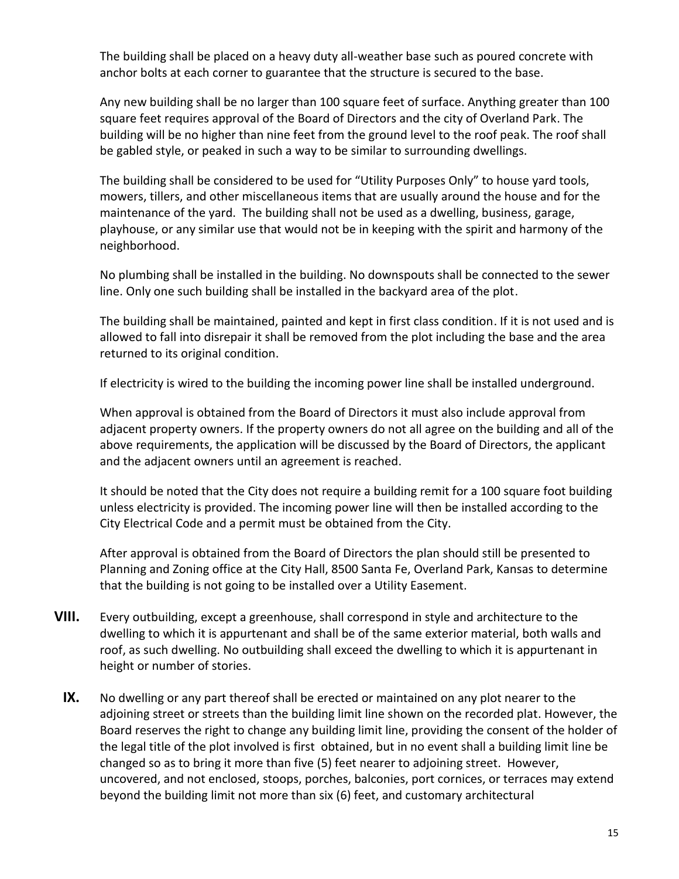The building shall be placed on a heavy duty all-weather base such as poured concrete with anchor bolts at each corner to guarantee that the structure is secured to the base.

Any new building shall be no larger than 100 square feet of surface. Anything greater than 100 square feet requires approval of the Board of Directors and the city of Overland Park. The building will be no higher than nine feet from the ground level to the roof peak. The roof shall be gabled style, or peaked in such a way to be similar to surrounding dwellings.

The building shall be considered to be used for "Utility Purposes Only" to house yard tools, mowers, tillers, and other miscellaneous items that are usually around the house and for the maintenance of the yard. The building shall not be used as a dwelling, business, garage, playhouse, or any similar use that would not be in keeping with the spirit and harmony of the neighborhood.

No plumbing shall be installed in the building. No downspouts shall be connected to the sewer line. Only one such building shall be installed in the backyard area of the plot.

The building shall be maintained, painted and kept in first class condition. If it is not used and is allowed to fall into disrepair it shall be removed from the plot including the base and the area returned to its original condition.

If electricity is wired to the building the incoming power line shall be installed underground.

When approval is obtained from the Board of Directors it must also include approval from adjacent property owners. If the property owners do not all agree on the building and all of the above requirements, the application will be discussed by the Board of Directors, the applicant and the adjacent owners until an agreement is reached.

It should be noted that the City does not require a building remit for a 100 square foot building unless electricity is provided. The incoming power line will then be installed according to the City Electrical Code and a permit must be obtained from the City.

After approval is obtained from the Board of Directors the plan should still be presented to Planning and Zoning office at the City Hall, 8500 Santa Fe, Overland Park, Kansas to determine that the building is not going to be installed over a Utility Easement.

**VIII.** Every outbuilding, except a greenhouse, shall correspond in style and architecture to the dwelling to which it is appurtenant and shall be of the same exterior material, both walls and roof, as such dwelling. No outbuilding shall exceed the dwelling to which it is appurtenant in height or number of stories.

**IX.** No dwelling or any part thereof shall be erected or maintained on any plot nearer to the adjoining street or streets than the building limit line shown on the recorded plat. However, the Board reserves the right to change any building limit line, providing the consent of the holder of the legal title of the plot involved is first obtained, but in no event shall a building limit line be changed so as to bring it more than five (5) feet nearer to adjoining street. However, uncovered, and not enclosed, stoops, porches, balconies, port cornices, or terraces may extend beyond the building limit not more than six (6) feet, and customary architectural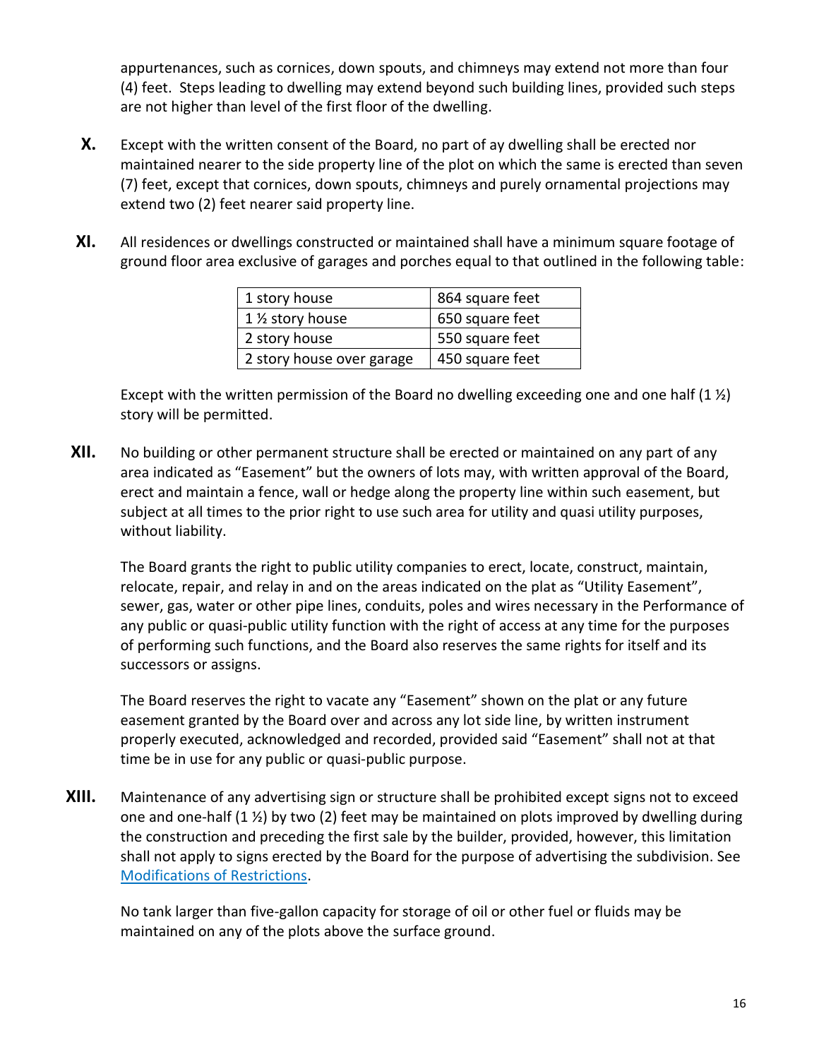appurtenances, such as cornices, down spouts, and chimneys may extend not more than four (4) feet. Steps leading to dwelling may extend beyond such building lines, provided such steps are not higher than level of the first floor of the dwelling.

**X.** Except with the written consent of the Board, no part of ay dwelling shall be erected nor maintained nearer to the side property line of the plot on which the same is erected than seven (7) feet, except that cornices, down spouts, chimneys and purely ornamental projections may extend two (2) feet nearer said property line.

**XI.** All residences or dwellings constructed or maintained shall have a minimum square footage of ground floor area exclusive of garages and porches equal to that outlined in the following table:

| | |
|---|---|
| 1 story house | 864 square feet |
| 1 ½ story house | 650 square feet |
| 2 story house | 550 square feet |
| 2 story house over garage | 450 square feet |

Except with the written permission of the Board no dwelling exceeding one and one half (1 ½) story will be permitted.

**XII.** No building or other permanent structure shall be erected or maintained on any part of any area indicated as "Easement" but the owners of lots may, with written approval of the Board, erect and maintain a fence, wall or hedge along the property line within such easement, but subject at all times to the prior right to use such area for utility and quasi utility purposes, without liability.

The Board grants the right to public utility companies to erect, locate, construct, maintain, relocate, repair, and relay in and on the areas indicated on the plat as "Utility Easement", sewer, gas, water or other pipe lines, conduits, poles and wires necessary in the Performance of any public or quasi-public utility function with the right of access at any time for the purposes of performing such functions, and the Board also reserves the same rights for itself and its successors or assigns.

The Board reserves the right to vacate any "Easement" shown on the plat or any future easement granted by the Board over and across any lot side line, by written instrument properly executed, acknowledged and recorded, provided said "Easement" shall not at that time be in use for any public or quasi-public purpose.

**XIII.** Maintenance of any advertising sign or structure shall be prohibited except signs not to exceed one and one-half (1 ½) by two (2) feet may be maintained on plots improved by dwelling during the construction and preceding the first sale by the builder, provided, however, this limitation shall not apply to signs erected by the Board for the purpose of advertising the subdivision. See Modifications of Restrictions.

No tank larger than five-gallon capacity for storage of oil or other fuel or fluids may be maintained on any of the plots above the surface ground.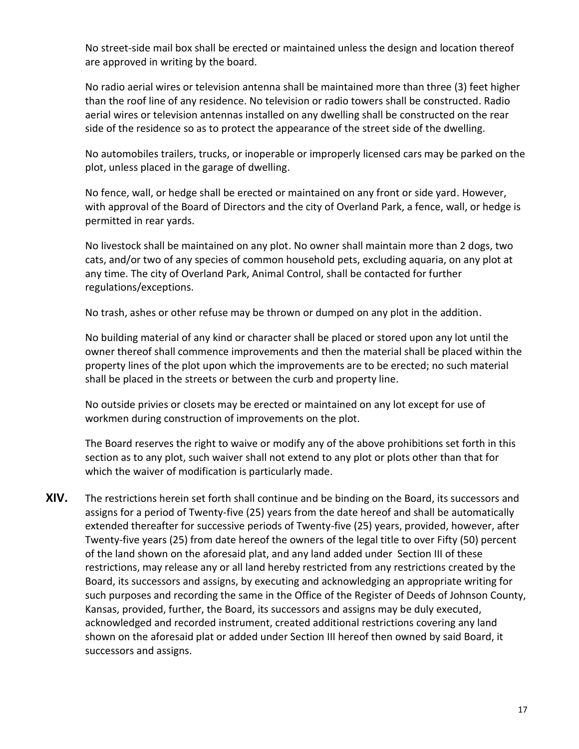No street-side mail box shall be erected or maintained unless the design and location thereof are approved in writing by the board.

No radio aerial wires or television antenna shall be maintained more than three (3) feet higher than the roof line of any residence. No television or radio towers shall be constructed. Radio aerial wires or television antennas installed on any dwelling shall be constructed on the rear side of the residence so as to protect the appearance of the street side of the dwelling.

No automobiles trailers, trucks, or inoperable or improperly licensed cars may be parked on the plot, unless placed in the garage of dwelling.

No fence, wall, or hedge shall be erected or maintained on any front or side yard. However, with approval of the Board of Directors and the city of Overland Park, a fence, wall, or hedge is permitted in rear yards.

No livestock shall be maintained on any plot. No owner shall maintain more than 2 dogs, two cats, and/or two of any species of common household pets, excluding aquaria, on any plot at any time. The city of Overland Park, Animal Control, shall be contacted for further regulations/exceptions.

No trash, ashes or other refuse may be thrown or dumped on any plot in the addition.

No building material of any kind or character shall be placed or stored upon any lot until the owner thereof shall commence improvements and then the material shall be placed within the property lines of the plot upon which the improvements are to be erected; no such material shall be placed in the streets or between the curb and property line.

No outside privies or closets may be erected or maintained on any lot except for use of workmen during construction of improvements on the plot.

The Board reserves the right to waive or modify any of the above prohibitions set forth in this section as to any plot, such waiver shall not extend to any plot or plots other than that for which the waiver of modification is particularly made.

**XIV.** The restrictions herein set forth shall continue and be binding on the Board, its successors and assigns for a period of Twenty-five (25) years from the date hereof and shall be automatically extended thereafter for successive periods of Twenty-five (25) years, provided, however, after Twenty-five years (25) from date hereof the owners of the legal title to over Fifty (50) percent of the land shown on the aforesaid plat, and any land added under Section III of these restrictions, may release any or all land hereby restricted from any restrictions created by the Board, its successors and assigns, by executing and acknowledging an appropriate writing for such purposes and recording the same in the Office of the Register of Deeds of Johnson County, Kansas, provided, further, the Board, its successors and assigns may be duly executed, acknowledged and recorded instrument, created additional restrictions covering any land shown on the aforesaid plat or added under Section III hereof then owned by said Board, it successors and assigns.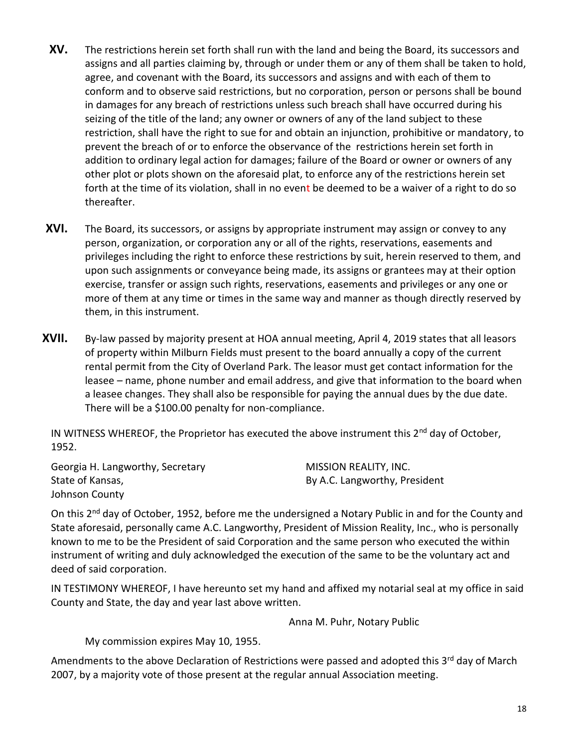**XV.** The restrictions herein set forth shall run with the land and being the Board, its successors and assigns and all parties claiming by, through or under them or any of them shall be taken to hold, agree, and covenant with the Board, its successors and assigns and with each of them to conform and to observe said restrictions, but no corporation, person or persons shall be bound in damages for any breach of restrictions unless such breach shall have occurred during his seizing of the title of the land; any owner or owners of any of the land subject to these restriction, shall have the right to sue for and obtain an injunction, prohibitive or mandatory, to prevent the breach of or to enforce the observance of the restrictions herein set forth in addition to ordinary legal action for damages; failure of the Board or owner or owners of any other plot or plots shown on the aforesaid plat, to enforce any of the restrictions herein set forth at the time of its violation, shall in no event be deemed to be a waiver of a right to do so thereafter.

**XVI.** The Board, its successors, or assigns by appropriate instrument may assign or convey to any person, organization, or corporation any or all of the rights, reservations, easements and privileges including the right to enforce these restrictions by suit, herein reserved to them, and upon such assignments or conveyance being made, its assigns or grantees may at their option exercise, transfer or assign such rights, reservations, easements and privileges or any one or more of them at any time or times in the same way and manner as though directly reserved by them, in this instrument.

**XVII.** By-law passed by majority present at HOA annual meeting, April 4, 2019 states that all leasors of property within Milburn Fields must present to the board annually a copy of the current rental permit from the City of Overland Park. The leasor must get contact information for the leasee – name, phone number and email address, and give that information to the board when a leasee changes. They shall also be responsible for paying the annual dues by the due date. There will be a $100.00 penalty for non-compliance.

IN WITNESS WHEREOF, the Proprietor has executed the above instrument this 2nd day of October, 1952.

Georgia H. Langworthy, Secretary
State of Kansas,
Johnson County

MISSION REALITY, INC.
By A.C. Langworthy, President

On this 2nd day of October, 1952, before me the undersigned a Notary Public in and for the County and State aforesaid, personally came A.C. Langworthy, President of Mission Reality, Inc., who is personally known to me to be the President of said Corporation and the same person who executed the within instrument of writing and duly acknowledged the execution of the same to be the voluntary act and deed of said corporation.

IN TESTIMONY WHEREOF, I have hereunto set my hand and affixed my notarial seal at my office in said County and State, the day and year last above written.

Anna M. Puhr, Notary Public

My commission expires May 10, 1955.

Amendments to the above Declaration of Restrictions were passed and adopted this 3rd day of March 2007, by a majority vote of those present at the regular annual Association meeting.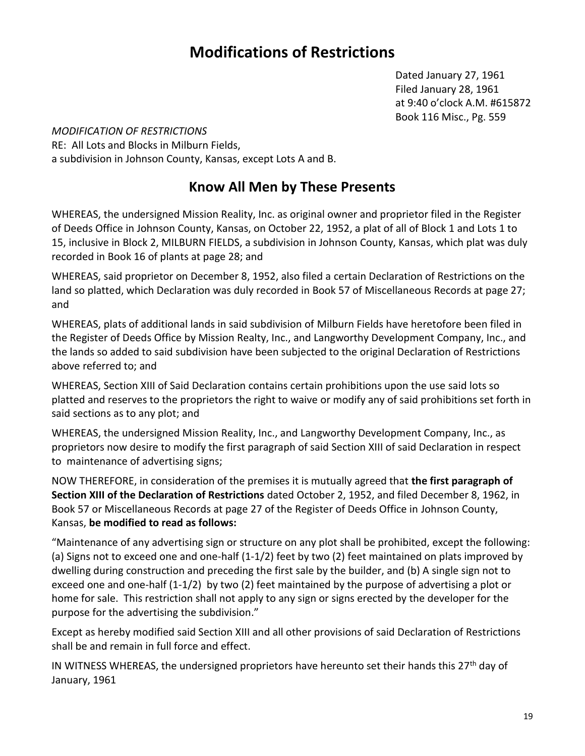# Modifications of Restrictions

Dated January 27, 1961
Filed January 28, 1961
at 9:40 o'clock A.M. #615872
Book 116 Misc., Pg. 559

*MODIFICATION OF RESTRICTIONS*
RE: All Lots and Blocks in Milburn Fields,
a subdivision in Johnson County, Kansas, except Lots A and B.

## Know All Men by These Presents

WHEREAS, the undersigned Mission Reality, Inc. as original owner and proprietor filed in the Register of Deeds Office in Johnson County, Kansas, on October 22, 1952, a plat of all of Block 1 and Lots 1 to 15, inclusive in Block 2, MILBURN FIELDS, a subdivision in Johnson County, Kansas, which plat was duly recorded in Book 16 of plants at page 28; and

WHEREAS, said proprietor on December 8, 1952, also filed a certain Declaration of Restrictions on the land so platted, which Declaration was duly recorded in Book 57 of Miscellaneous Records at page 27; and

WHEREAS, plats of additional lands in said subdivision of Milburn Fields have heretofore been filed in the Register of Deeds Office by Mission Realty, Inc., and Langworthy Development Company, Inc., and the lands so added to said subdivision have been subjected to the original Declaration of Restrictions above referred to; and

WHEREAS, Section XIII of Said Declaration contains certain prohibitions upon the use said lots so platted and reserves to the proprietors the right to waive or modify any of said prohibitions set forth in said sections as to any plot; and

WHEREAS, the undersigned Mission Reality, Inc., and Langworthy Development Company, Inc., as proprietors now desire to modify the first paragraph of said Section XIII of said Declaration in respect to maintenance of advertising signs;

NOW THEREFORE, in consideration of the premises it is mutually agreed that **the first paragraph of Section XIII of the Declaration of Restrictions** dated October 2, 1952, and filed December 8, 1962, in Book 57 or Miscellaneous Records at page 27 of the Register of Deeds Office in Johnson County, Kansas, **be modified to read as follows:**

"Maintenance of any advertising sign or structure on any plot shall be prohibited, except the following: (a) Signs not to exceed one and one-half (1-1/2) feet by two (2) feet maintained on plats improved by dwelling during construction and preceding the first sale by the builder, and (b) A single sign not to exceed one and one-half (1-1/2) by two (2) feet maintained by the purpose of advertising a plot or home for sale. This restriction shall not apply to any sign or signs erected by the developer for the purpose for the advertising the subdivision."

Except as hereby modified said Section XIII and all other provisions of said Declaration of Restrictions shall be and remain in full force and effect.

IN WITNESS WHEREAS, the undersigned proprietors have hereunto set their hands this 27th day of January, 1961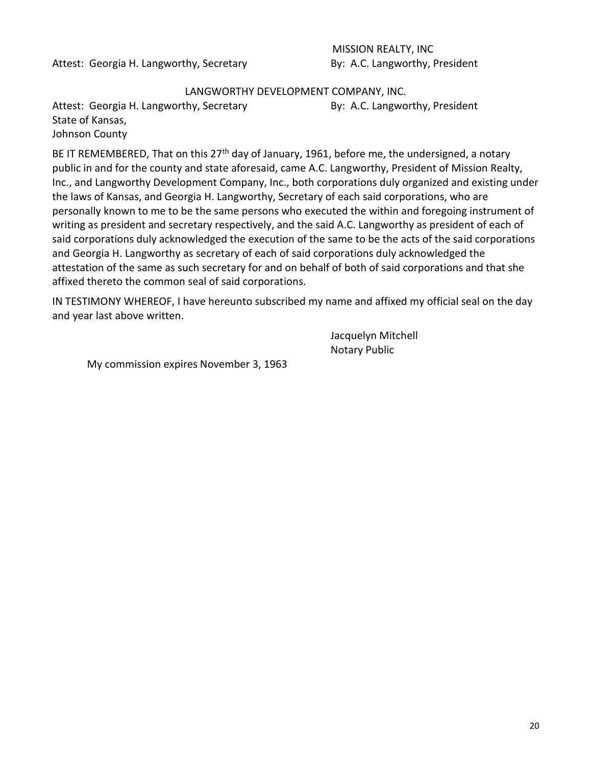MISSION REALTY, INC

Attest: Georgia H. Langworthy, Secretary By: A.C. Langworthy, President

LANGWORTHY DEVELOPMENT COMPANY, INC.

Attest: Georgia H. Langworthy, Secretary By: A.C. Langworthy, President

State of Kansas,
Johnson County

BE IT REMEMBERED, That on this 27th day of January, 1961, before me, the undersigned, a notary public in and for the county and state aforesaid, came A.C. Langworthy, President of Mission Realty, Inc., and Langworthy Development Company, Inc., both corporations duly organized and existing under the laws of Kansas, and Georgia H. Langworthy, Secretary of each said corporations, who are personally known to me to be the same persons who executed the within and foregoing instrument of writing as president and secretary respectively, and the said A.C. Langworthy as president of each of said corporations duly acknowledged the execution of the same to be the acts of the said corporations and Georgia H. Langworthy as secretary of each of said corporations duly acknowledged the attestation of the same as such secretary for and on behalf of both of said corporations and that she affixed thereto the common seal of said corporations.

IN TESTIMONY WHEREOF, I have hereunto subscribed my name and affixed my official seal on the day and year last above written.

Jacquelyn Mitchell
Notary Public

My commission expires November 3, 1963